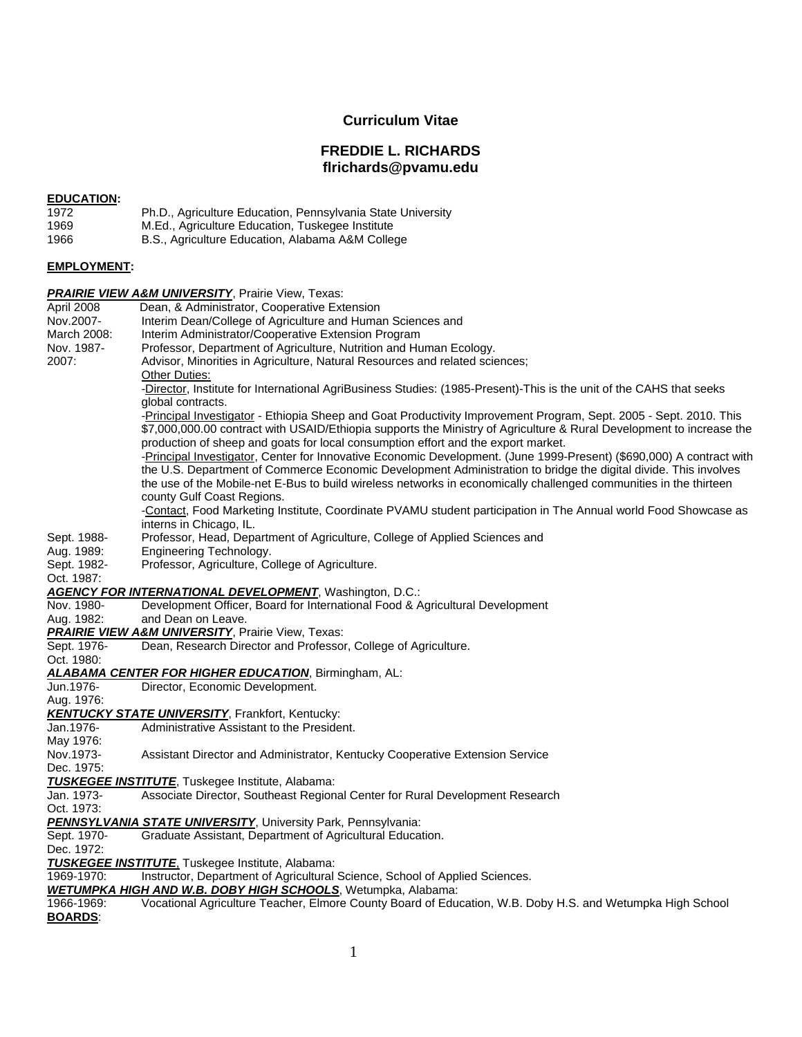# Curriculum Vitae

## FREDDIE L. RICHARDS
**flrichards@pvamu.edu**

**EDUCATION:**

1972 Ph.D., Agriculture Education, Pennsylvania State University
1969 M.Ed., Agriculture Education, Tuskegee Institute
1966 B.S., Agriculture Education, Alabama A&M College

**EMPLOYMENT:**

***PRAIRIE VIEW A&M UNIVERSITY***, Prairie View, Texas:

April 2008 Dean, & Administrator, Cooperative Extension

Nov.2007- March 2008: Interim Dean/College of Agriculture and Human Sciences and Interim Administrator/Cooperative Extension Program

Nov. 1987- 2007: Professor, Department of Agriculture, Nutrition and Human Ecology. Advisor, Minorities in Agriculture, Natural Resources and related sciences;

Other Duties:

- -Director, Institute for International AgriBusiness Studies: (1985-Present)-This is the unit of the CAHS that seeks global contracts.
- -Principal Investigator - Ethiopia Sheep and Goat Productivity Improvement Program, Sept. 2005 - Sept. 2010. This $7,000,000.00 contract with USAID/Ethiopia supports the Ministry of Agriculture & Rural Development to increase the production of sheep and goats for local consumption effort and the export market.
- -Principal Investigator, Center for Innovative Economic Development. (June 1999-Present) ($690,000) A contract with the U.S. Department of Commerce Economic Development Administration to bridge the digital divide. This involves the use of the Mobile-net E-Bus to build wireless networks in economically challenged communities in the thirteen county Gulf Coast Regions.
- -Contact, Food Marketing Institute, Coordinate PVAMU student participation in The Annual world Food Showcase as interns in Chicago, IL.

Sept. 1988- Aug. 1989: Professor, Head, Department of Agriculture, College of Applied Sciences and Engineering Technology.

Sept. 1982- Oct. 1987: Professor, Agriculture, College of Agriculture.

***AGENCY FOR INTERNATIONAL DEVELOPMENT***, Washington, D.C.:

Nov. 1980- Aug. 1982: Development Officer, Board for International Food & Agricultural Development and Dean on Leave.

***PRAIRIE VIEW A&M UNIVERSITY***, Prairie View, Texas:

Sept. 1976- Oct. 1980: Dean, Research Director and Professor, College of Agriculture.

***ALABAMA CENTER FOR HIGHER EDUCATION***, Birmingham, AL:

Jun.1976- Aug. 1976: Director, Economic Development.

***KENTUCKY STATE UNIVERSITY***, Frankfort, Kentucky:

Jan.1976- May 1976: Administrative Assistant to the President.

Nov.1973- Dec. 1975: Assistant Director and Administrator, Kentucky Cooperative Extension Service

***TUSKEGEE INSTITUTE***, Tuskegee Institute, Alabama:

Jan. 1973- Oct. 1973: Associate Director, Southeast Regional Center for Rural Development Research

***PENNSYLVANIA STATE UNIVERSITY***, University Park, Pennsylvania:

Sept. 1970- Dec. 1972: Graduate Assistant, Department of Agricultural Education.

***TUSKEGEE INSTITUTE***, Tuskegee Institute, Alabama:

1969-1970: Instructor, Department of Agricultural Science, School of Applied Sciences.

***WETUMPKA HIGH AND W.B. DOBY HIGH SCHOOLS***, Wetumpka, Alabama:

1966-1969: Vocational Agriculture Teacher, Elmore County Board of Education, W.B. Doby H.S. and Wetumpka High School

**BOARDS**: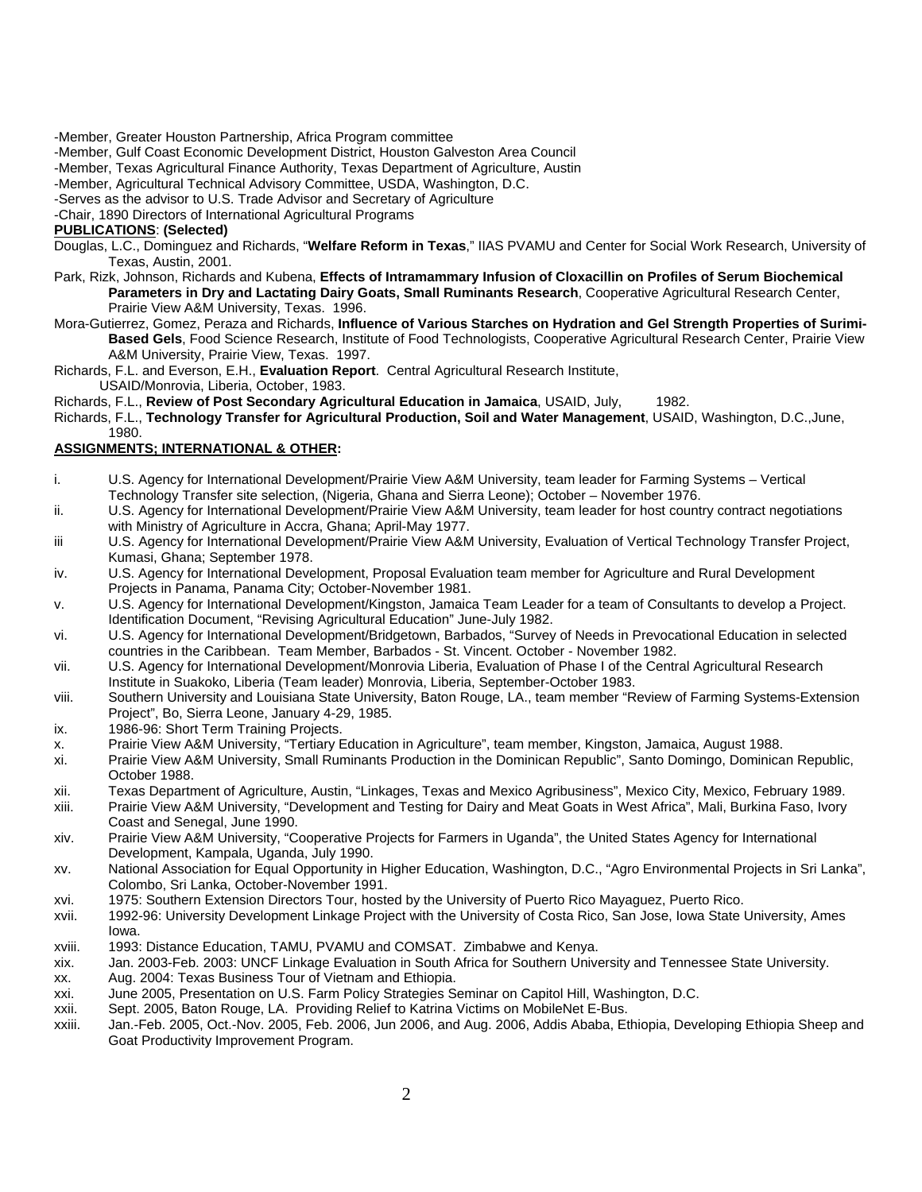-Member, Greater Houston Partnership, Africa Program committee
-Member, Gulf Coast Economic Development District, Houston Galveston Area Council
-Member, Texas Agricultural Finance Authority, Texas Department of Agriculture, Austin
-Member, Agricultural Technical Advisory Committee, USDA, Washington, D.C.
-Serves as the advisor to U.S. Trade Advisor and Secretary of Agriculture
-Chair, 1890 Directors of International Agricultural Programs

**<u>PUBLICATIONS</u>: (Selected)**

Douglas, L.C., Dominguez and Richards, "**Welfare Reform in Texas**," IIAS PVAMU and Center for Social Work Research, University of Texas, Austin, 2001.

Park, Rizk, Johnson, Richards and Kubena, **Effects of Intramammary Infusion of Cloxacillin on Profiles of Serum Biochemical Parameters in Dry and Lactating Dairy Goats, Small Ruminants Research**, Cooperative Agricultural Research Center, Prairie View A&M University, Texas. 1996.

Mora-Gutierrez, Gomez, Peraza and Richards, **Influence of Various Starches on Hydration and Gel Strength Properties of Surimi-Based Gels**, Food Science Research, Institute of Food Technologists, Cooperative Agricultural Research Center, Prairie View A&M University, Prairie View, Texas. 1997.

Richards, F.L. and Everson, E.H., **Evaluation Report**. Central Agricultural Research Institute, USAID/Monrovia, Liberia, October, 1983.

Richards, F.L., **Review of Post Secondary Agricultural Education in Jamaica**, USAID, July, 1982.

Richards, F.L., **Technology Transfer for Agricultural Production, Soil and Water Management**, USAID, Washington, D.C.,June, 1980.

**<u>ASSIGNMENTS; INTERNATIONAL & OTHER</u>:**

i. U.S. Agency for International Development/Prairie View A&M University, team leader for Farming Systems – Vertical Technology Transfer site selection, (Nigeria, Ghana and Sierra Leone); October – November 1976.
ii. U.S. Agency for International Development/Prairie View A&M University, team leader for host country contract negotiations with Ministry of Agriculture in Accra, Ghana; April-May 1977.
iii U.S. Agency for International Development/Prairie View A&M University, Evaluation of Vertical Technology Transfer Project, Kumasi, Ghana; September 1978.
iv. U.S. Agency for International Development, Proposal Evaluation team member for Agriculture and Rural Development Projects in Panama, Panama City; October-November 1981.
v. U.S. Agency for International Development/Kingston, Jamaica Team Leader for a team of Consultants to develop a Project. Identification Document, "Revising Agricultural Education" June-July 1982.
vi. U.S. Agency for International Development/Bridgetown, Barbados, "Survey of Needs in Prevocational Education in selected countries in the Caribbean. Team Member, Barbados - St. Vincent. October - November 1982.
vii. U.S. Agency for International Development/Monrovia Liberia, Evaluation of Phase I of the Central Agricultural Research Institute in Suakoko, Liberia (Team leader) Monrovia, Liberia, September-October 1983.
viii. Southern University and Louisiana State University, Baton Rouge, LA., team member "Review of Farming Systems-Extension Project", Bo, Sierra Leone, January 4-29, 1985.
ix. 1986-96: Short Term Training Projects.
x. Prairie View A&M University, "Tertiary Education in Agriculture", team member, Kingston, Jamaica, August 1988.
xi. Prairie View A&M University, Small Ruminants Production in the Dominican Republic", Santo Domingo, Dominican Republic, October 1988.
xii. Texas Department of Agriculture, Austin, "Linkages, Texas and Mexico Agribusiness", Mexico City, Mexico, February 1989.
xiii. Prairie View A&M University, "Development and Testing for Dairy and Meat Goats in West Africa", Mali, Burkina Faso, Ivory Coast and Senegal, June 1990.
xiv. Prairie View A&M University, "Cooperative Projects for Farmers in Uganda", the United States Agency for International Development, Kampala, Uganda, July 1990.
xv. National Association for Equal Opportunity in Higher Education, Washington, D.C., "Agro Environmental Projects in Sri Lanka", Colombo, Sri Lanka, October-November 1991.
xvi. 1975: Southern Extension Directors Tour, hosted by the University of Puerto Rico Mayaguez, Puerto Rico.
xvii. 1992-96: University Development Linkage Project with the University of Costa Rica, San Jose, Iowa State University, Ames Iowa.
xviii. 1993: Distance Education, TAMU, PVAMU and COMSAT. Zimbabwe and Kenya.
xix. Jan. 2003-Feb. 2003: UNCF Linkage Evaluation in South Africa for Southern University and Tennessee State University.
xx. Aug. 2004: Texas Business Tour of Vietnam and Ethiopia.
xxi. June 2005, Presentation on U.S. Farm Policy Strategies Seminar on Capitol Hill, Washington, D.C.
xxii. Sept. 2005, Baton Rouge, LA. Providing Relief to Katrina Victims on MobileNet E-Bus.
xxiii. Jan.-Feb. 2005, Oct.-Nov. 2005, Feb. 2006, Jun 2006, and Aug. 2006, Addis Ababa, Ethiopia, Developing Ethiopia Sheep and Goat Productivity Improvement Program.